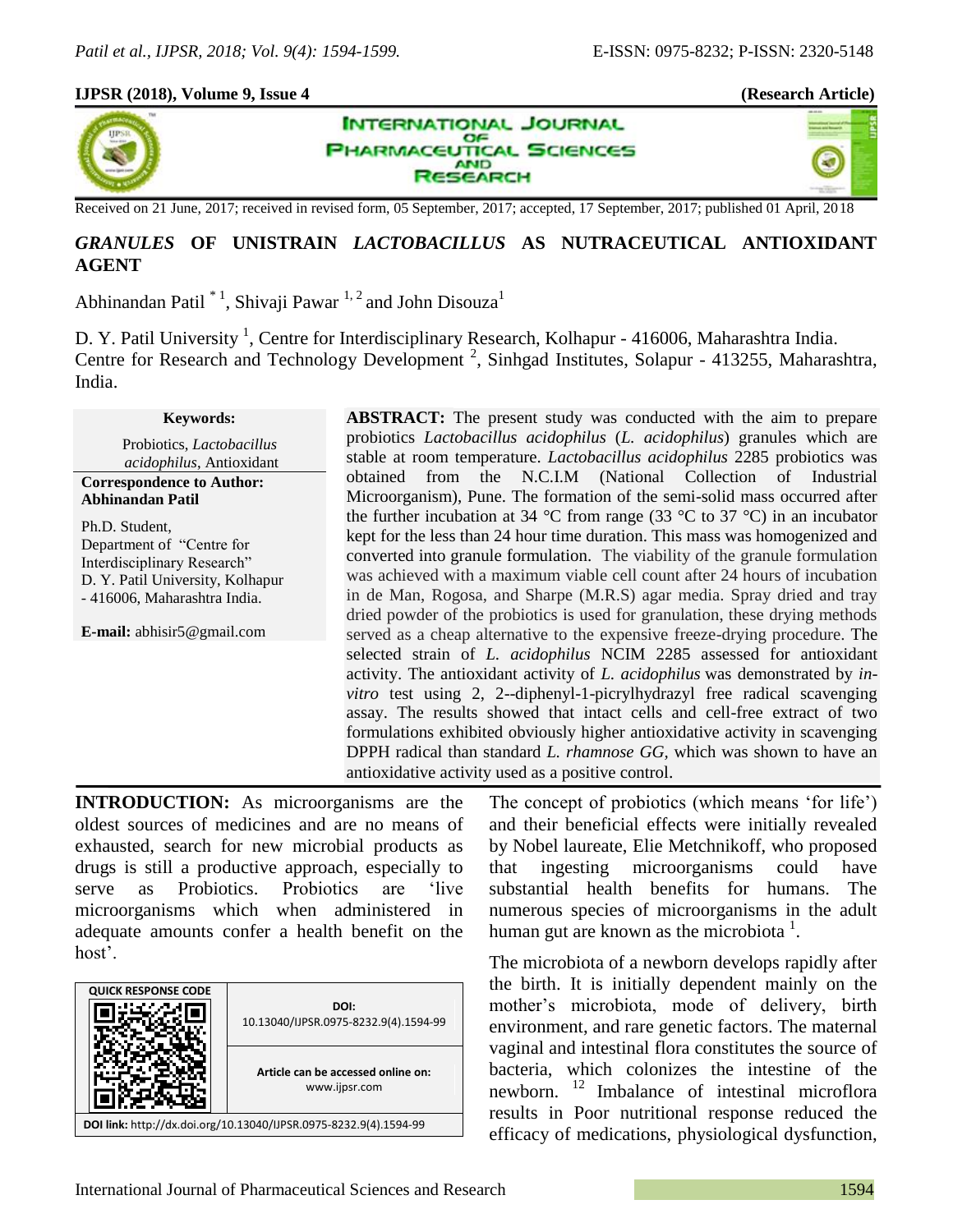Received on 21 June, 2017; received in revised form, 05 September, 2017; accepted, 17 September, 2017; published 01 April, 2018

# *GRANULES* OF UNISTRAIN *LACTOBACILLUS* AS NUTRACEUTICAL ANTIOXIDANT AGENT

Abhinandan Patil [*1], Shivaji Pawar [1,2] and John Disouza[1]

D. Y. Patil University [1], Centre for Interdisciplinary Research, Kolhapur - 416006, Maharashtra India.
Centre for Research and Technology Development [2], Sinhgad Institutes, Solapur - 413255, Maharashtra, India.

**Keywords:**

Probiotics, *Lactobacillus acidophilus*, Antioxidant

**Correspondence to Author:**
**Abhinandan Patil**

Ph.D. Student,
Department of "Centre for Interdisciplinary Research"
D. Y. Patil University, Kolhapur - 416006, Maharashtra India.

**E-mail:** abhisir5@gmail.com

**ABSTRACT:** The present study was conducted with the aim to prepare probiotics *Lactobacillus acidophilus* (*L. acidophilus*) granules which are stable at room temperature. *Lactobacillus acidophilus* 2285 probiotics was obtained from the N.C.I.M (National Collection of Industrial Microorganism), Pune. The formation of the semi-solid mass occurred after the further incubation at 34 °C from range (33 °C to 37 °C) in an incubator kept for the less than 24 hour time duration. This mass was homogenized and converted into granule formulation. The viability of the granule formulation was achieved with a maximum viable cell count after 24 hours of incubation in de Man, Rogosa, and Sharpe (M.R.S) agar media. Spray dried and tray dried powder of the probiotics is used for granulation, these drying methods served as a cheap alternative to the expensive freeze-drying procedure. The selected strain of *L. acidophilus* NCIM 2285 assessed for antioxidant activity. The antioxidant activity of *L. acidophilus* was demonstrated by *in-vitro* test using 2, 2--diphenyl-1-picrylhydrazyl free radical scavenging assay. The results showed that intact cells and cell-free extract of two formulations exhibited obviously higher antioxidative activity in scavenging DPPH radical than standard *L. rhamnose GG*, which was shown to have an antioxidative activity used as a positive control.

**INTRODUCTION:** As microorganisms are the oldest sources of medicines and are no means of exhausted, search for new microbial products as drugs is still a productive approach, especially to serve as Probiotics. Probiotics are 'live microorganisms which when administered in adequate amounts confer a health benefit on the host'.

| QUICK RESPONSE CODE | DOI: 10.13040/IJPSR.0975-8232.9(4).1594-99 |
| --- | --- |
| | Article can be accessed online on: www.ijpsr.com |
| DOI link: http://dx.doi.org/10.13040/IJPSR.0975-8232.9(4).1594-99 | |

The concept of probiotics (which means 'for life') and their beneficial effects were initially revealed by Nobel laureate, Elie Metchnikoff, who proposed that ingesting microorganisms could have substantial health benefits for humans. The numerous species of microorganisms in the adult human gut are known as the microbiota [1].

The microbiota of a newborn develops rapidly after the birth. It is initially dependent mainly on the mother's microbiota, mode of delivery, birth environment, and rare genetic factors. The maternal vaginal and intestinal flora constitutes the source of bacteria, which colonizes the intestine of the newborn. [12] Imbalance of intestinal microflora results in Poor nutritional response reduced the efficacy of medications, physiological dysfunction,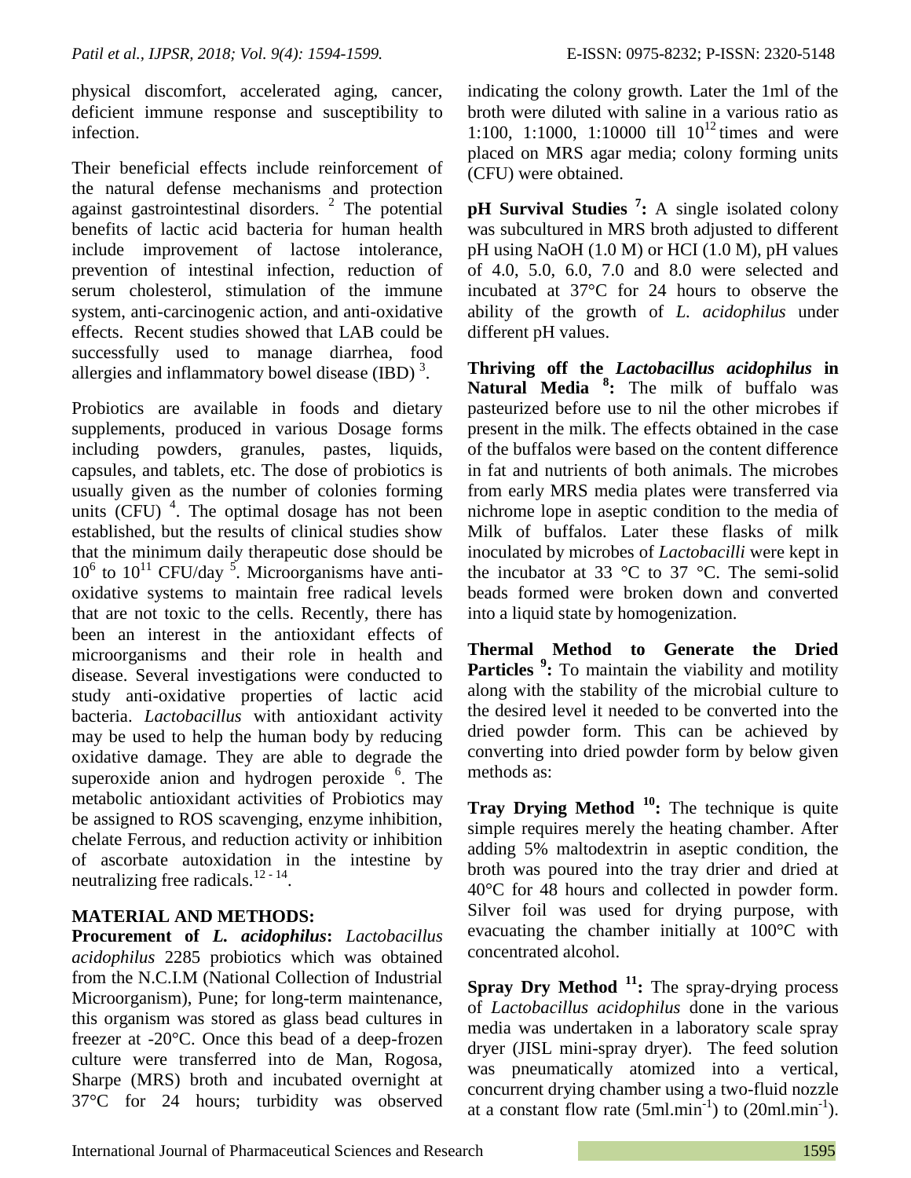physical discomfort, accelerated aging, cancer, deficient immune response and susceptibility to infection.

Their beneficial effects include reinforcement of the natural defense mechanisms and protection against gastrointestinal disorders. [2] The potential benefits of lactic acid bacteria for human health include improvement of lactose intolerance, prevention of intestinal infection, reduction of serum cholesterol, stimulation of the immune system, anti-carcinogenic action, and anti-oxidative effects. Recent studies showed that LAB could be successfully used to manage diarrhea, food allergies and inflammatory bowel disease (IBD) [3].

Probiotics are available in foods and dietary supplements, produced in various Dosage forms including powders, granules, pastes, liquids, capsules, and tablets, etc. The dose of probiotics is usually given as the number of colonies forming units (CFU) [4]. The optimal dosage has not been established, but the results of clinical studies show that the minimum daily therapeutic dose should be $10^6$ to $10^{11}$ CFU/day [5]. Microorganisms have anti-oxidative systems to maintain free radical levels that are not toxic to the cells. Recently, there has been an interest in the antioxidant effects of microorganisms and their role in health and disease. Several investigations were conducted to study anti-oxidative properties of lactic acid bacteria. *Lactobacillus* with antioxidant activity may be used to help the human body by reducing oxidative damage. They are able to degrade the superoxide anion and hydrogen peroxide [6]. The metabolic antioxidant activities of Probiotics may be assigned to ROS scavenging, enzyme inhibition, chelate Ferrous, and reduction activity or inhibition of ascorbate autoxidation in the intestine by neutralizing free radicals.[12 - 14].

## MATERIAL AND METHODS:

**Procurement of *L. acidophilus*:** *Lactobacillus acidophilus* 2285 probiotics which was obtained from the N.C.I.M (National Collection of Industrial Microorganism), Pune; for long-term maintenance, this organism was stored as glass bead cultures in freezer at -20°C. Once this bead of a deep-frozen culture were transferred into de Man, Rogosa, Sharpe (MRS) broth and incubated overnight at 37°C for 24 hours; turbidity was observed indicating the colony growth. Later the 1ml of the broth were diluted with saline in a various ratio as 1:100, 1:1000, 1:10000 till $10^{12}$ times and were placed on MRS agar media; colony forming units (CFU) were obtained.

**pH Survival Studies [7]:** A single isolated colony was subcultured in MRS broth adjusted to different pH using NaOH (1.0 M) or HCI (1.0 M), pH values of 4.0, 5.0, 6.0, 7.0 and 8.0 were selected and incubated at 37°C for 24 hours to observe the ability of the growth of *L. acidophilus* under different pH values.

**Thriving off the *Lactobacillus acidophilus* in Natural Media [8]:** The milk of buffalo was pasteurized before use to nil the other microbes if present in the milk. The effects obtained in the case of the buffalos were based on the content difference in fat and nutrients of both animals. The microbes from early MRS media plates were transferred via nichrome lope in aseptic condition to the media of Milk of buffalos. Later these flasks of milk inoculated by microbes of *Lactobacilli* were kept in the incubator at 33 °C to 37 °C. The semi-solid beads formed were broken down and converted into a liquid state by homogenization.

**Thermal Method to Generate the Dried Particles [9]:** To maintain the viability and motility along with the stability of the microbial culture to the desired level it needed to be converted into the dried powder form. This can be achieved by converting into dried powder form by below given methods as:

**Tray Drying Method [10]:** The technique is quite simple requires merely the heating chamber. After adding 5% maltodextrin in aseptic condition, the broth was poured into the tray drier and dried at 40°C for 48 hours and collected in powder form. Silver foil was used for drying purpose, with evacuating the chamber initially at 100°C with concentrated alcohol.

**Spray Dry Method [11]:** The spray-drying process of *Lactobacillus acidophilus* done in the various media was undertaken in a laboratory scale spray dryer (JISL mini-spray dryer). The feed solution was pneumatically atomized into a vertical, concurrent drying chamber using a two-fluid nozzle at a constant flow rate ($5 ml.min^{-1}$) to ($20 ml.min^{-1}$).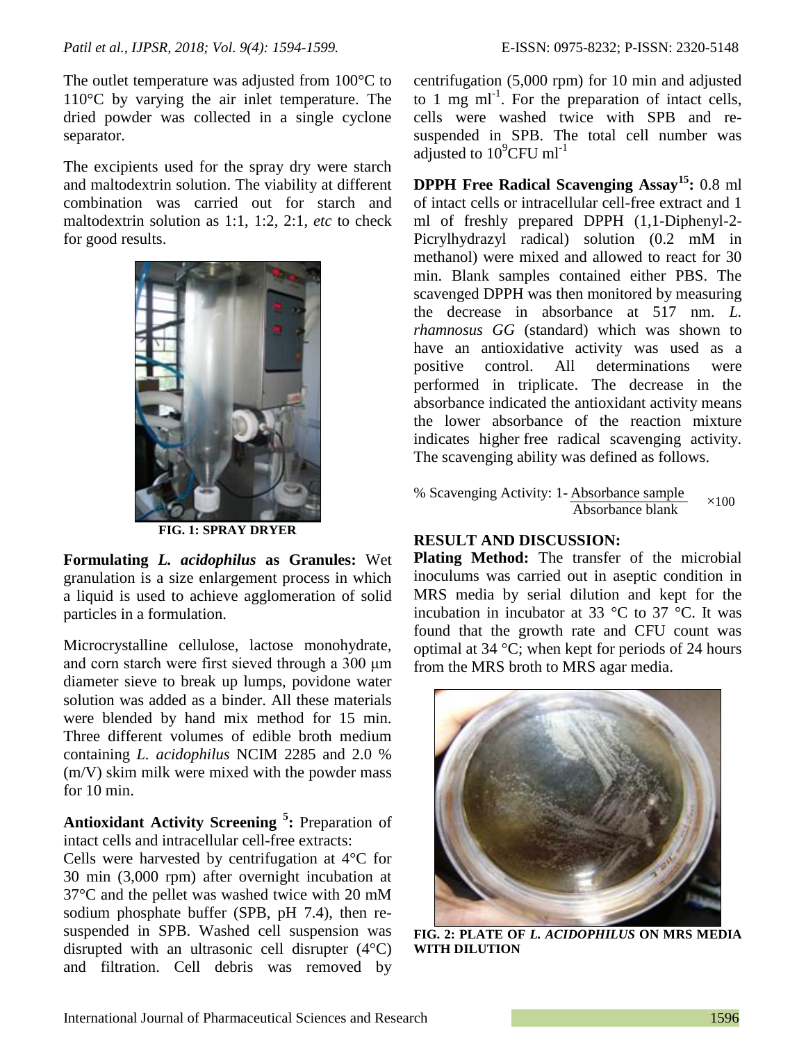The outlet temperature was adjusted from 100°C to 110°C by varying the air inlet temperature. The dried powder was collected in a single cyclone separator.

The excipients used for the spray dry were starch and maltodextrin solution. The viability at different combination was carried out for starch and maltodextrin solution as 1:1, 1:2, 2:1, *etc* to check for good results.

FIG. 1: SPRAY DRYER

**Formulating *L. acidophilus* as Granules:** Wet granulation is a size enlargement process in which a liquid is used to achieve agglomeration of solid particles in a formulation.

Microcrystalline cellulose, lactose monohydrate, and corn starch were first sieved through a 300 μm diameter sieve to break up lumps, povidone water solution was added as a binder. All these materials were blended by hand mix method for 15 min. Three different volumes of edible broth medium containing *L. acidophilus* NCIM 2285 and 2.0 % (m/V) skim milk were mixed with the powder mass for 10 min.

**Antioxidant Activity Screening [5]:** Preparation of intact cells and intracellular cell-free extracts:

Cells were harvested by centrifugation at 4°C for 30 min (3,000 rpm) after overnight incubation at 37°C and the pellet was washed twice with 20 mM sodium phosphate buffer (SPB, pH 7.4), then re-suspended in SPB. Washed cell suspension was disrupted with an ultrasonic cell disrupter (4°C) and filtration. Cell debris was removed by centrifugation (5,000 rpm) for 10 min and adjusted to 1 mg $ml^{-1}$. For the preparation of intact cells, cells were washed twice with SPB and re-suspended in SPB. The total cell number was adjusted to $10^9$CFU $ml^{-1}$

**DPPH Free Radical Scavenging Assay[15]:** 0.8 ml of intact cells or intracellular cell-free extract and 1 ml of freshly prepared DPPH (1,1-Diphenyl-2-Picrylhydrazyl radical) solution (0.2 mM in methanol) were mixed and allowed to react for 30 min. Blank samples contained either PBS. The scavenged DPPH was then monitored by measuring the decrease in absorbance at 517 nm. *L. rhamnosus GG* (standard) which was shown to have an antioxidative activity was used as a positive control. All determinations were performed in triplicate. The decrease in the absorbance indicated the antioxidant activity means the lower absorbance of the reaction mixture indicates higher free radical scavenging activity. The scavenging ability was defined as follows.

$$\text{\% Scavenging Activity: } 1 - \frac{\text{Absorbance sample}}{\text{Absorbance blank}} \times 100$$

## RESULT AND DISCUSSION:

**Plating Method:** The transfer of the microbial inoculums was carried out in aseptic condition in MRS media by serial dilution and kept for the incubation in incubator at 33 °C to 37 °C. It was found that the growth rate and CFU count was optimal at 34 °C; when kept for periods of 24 hours from the MRS broth to MRS agar media.

FIG. 2: PLATE OF *L. ACIDOPHILUS* ON MRS MEDIA WITH DILUTION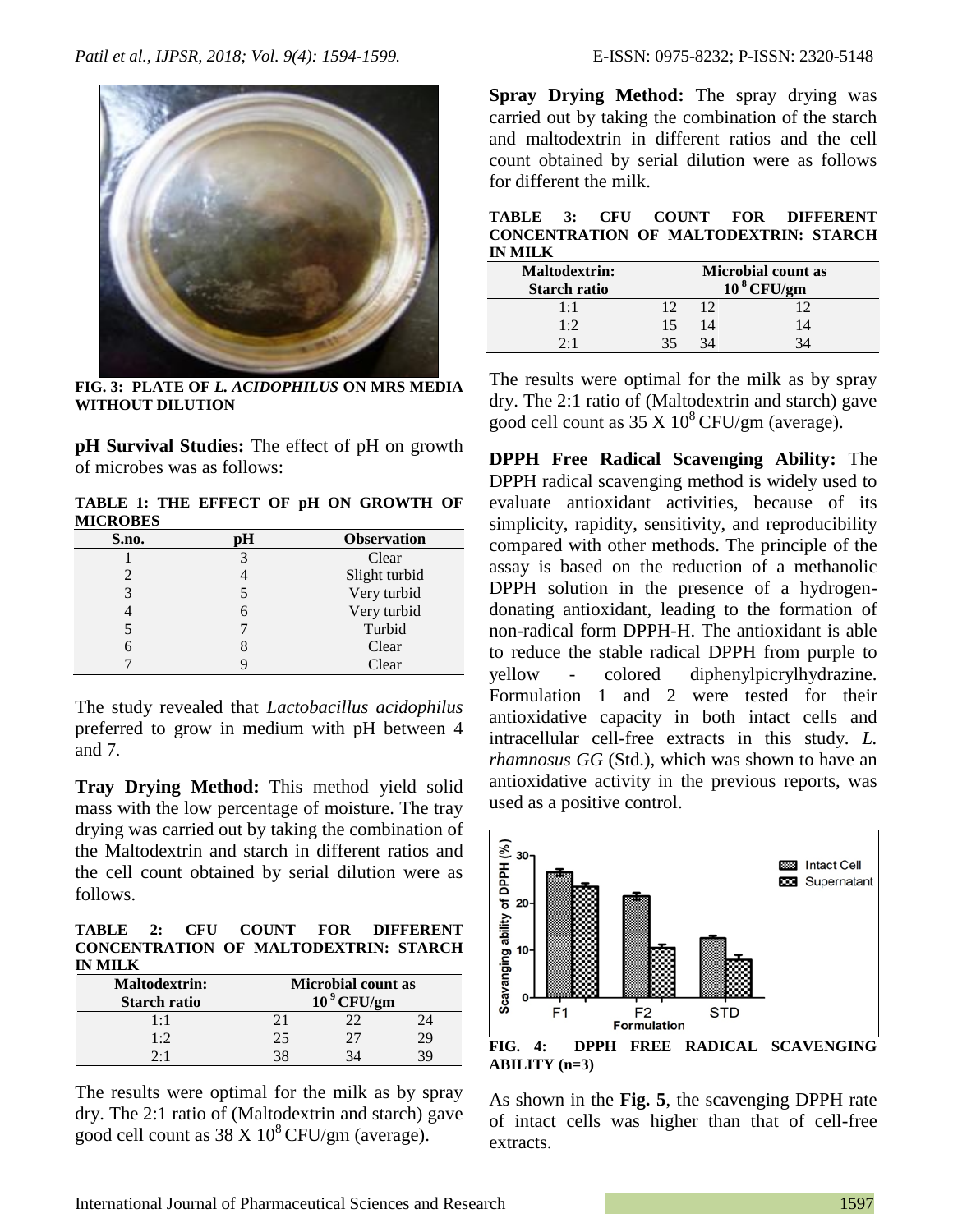FIG. 3: PLATE OF *L. ACIDOPHILUS* ON MRS MEDIA WITHOUT DILUTION

**pH Survival Studies:** The effect of pH on growth of microbes was as follows:

**TABLE 1: THE EFFECT OF pH ON GROWTH OF MICROBES**

| S.no. | pH | Observation |
|---|---|---|
| 1 | 3 | Clear |
| 2 | 4 | Slight turbid |
| 3 | 5 | Very turbid |
| 4 | 6 | Very turbid |
| 5 | 7 | Turbid |
| 6 | 8 | Clear |
| 7 | 9 | Clear |

The study revealed that *Lactobacillus acidophilus* preferred to grow in medium with pH between 4 and 7.

**Tray Drying Method:** This method yield solid mass with the low percentage of moisture. The tray drying was carried out by taking the combination of the Maltodextrin and starch in different ratios and the cell count obtained by serial dilution were as follows.

**TABLE 2: CFU COUNT FOR DIFFERENT CONCENTRATION OF MALTODEXTRIN: STARCH IN MILK**

| Maltodextrin: Starch ratio | Microbial count as $10^9$ CFU/gm | | |
|---|---|---|---|
| 1:1 | 21 | 22 | 24 |
| 1:2 | 25 | 27 | 29 |
| 2:1 | 38 | 34 | 39 |

The results were optimal for the milk as by spray dry. The 2:1 ratio of (Maltodextrin and starch) gave good cell count as 38 X $10^8$ CFU/gm (average).

**Spray Drying Method:** The spray drying was carried out by taking the combination of the starch and maltodextrin in different ratios and the cell count obtained by serial dilution were as follows for different the milk.

**TABLE 3: CFU COUNT FOR DIFFERENT CONCENTRATION OF MALTODEXTRIN: STARCH IN MILK**

| Maltodextrin: Starch ratio | Microbial count as $10^8$ CFU/gm | | |
|---|---|---|---|
| 1:1 | 12 | 12 | 12 |
| 1:2 | 15 | 14 | 14 |
| 2:1 | 35 | 34 | 34 |

The results were optimal for the milk as by spray dry. The 2:1 ratio of (Maltodextrin and starch) gave good cell count as 35 X $10^8$ CFU/gm (average).

**DPPH Free Radical Scavenging Ability:** The DPPH radical scavenging method is widely used to evaluate antioxidant activities, because of its simplicity, rapidity, sensitivity, and reproducibility compared with other methods. The principle of the assay is based on the reduction of a methanolic DPPH solution in the presence of a hydrogen-donating antioxidant, leading to the formation of non-radical form DPPH-H. The antioxidant is able to reduce the stable radical DPPH from purple to yellow - colored diphenylpicrylhydrazine. Formulation 1 and 2 were tested for their antioxidative capacity in both intact cells and intracellular cell-free extracts in this study. *L. rhamnosus GG* (Std.), which was shown to have an antioxidative activity in the previous reports, was used as a positive control.

FIG. 4: DPPH FREE RADICAL SCAVENGING ABILITY (n=3)

As shown in the **Fig. 5**, the scavenging DPPH rate of intact cells was higher than that of cell-free extracts.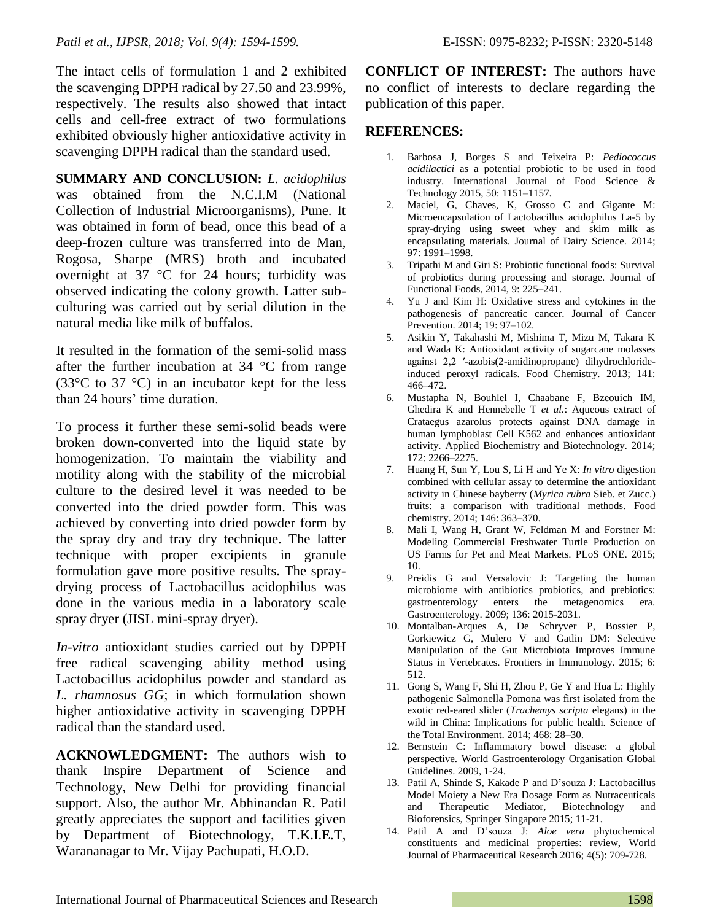The intact cells of formulation 1 and 2 exhibited the scavenging DPPH radical by 27.50 and 23.99%, respectively. The results also showed that intact cells and cell-free extract of two formulations exhibited obviously higher antioxidative activity in scavenging DPPH radical than the standard used.

**SUMMARY AND CONCLUSION:** *L. acidophilus* was obtained from the N.C.I.M (National Collection of Industrial Microorganisms), Pune. It was obtained in form of bead, once this bead of a deep-frozen culture was transferred into de Man, Rogosa, Sharpe (MRS) broth and incubated overnight at 37 °C for 24 hours; turbidity was observed indicating the colony growth. Latter sub-culturing was carried out by serial dilution in the natural media like milk of buffalos.

It resulted in the formation of the semi-solid mass after the further incubation at 34 °C from range (33°C to 37 °C) in an incubator kept for the less than 24 hours' time duration.

To process it further these semi-solid beads were broken down-converted into the liquid state by homogenization. To maintain the viability and motility along with the stability of the microbial culture to the desired level it was needed to be converted into the dried powder form. This was achieved by converting into dried powder form by the spray dry and tray dry technique. The latter technique with proper excipients in granule formulation gave more positive results. The spray-drying process of Lactobacillus acidophilus was done in the various media in a laboratory scale spray dryer (JISL mini-spray dryer).

*In-vitro* antioxidant studies carried out by DPPH free radical scavenging ability method using Lactobacillus acidophilus powder and standard as *L. rhamnosus GG*; in which formulation shown higher antioxidative activity in scavenging DPPH radical than the standard used.

**ACKNOWLEDGMENT:** The authors wish to thank Inspire Department of Science and Technology, New Delhi for providing financial support. Also, the author Mr. Abhinandan R. Patil greatly appreciates the support and facilities given by Department of Biotechnology, T.K.I.E.T, Warananagar to Mr. Vijay Pachupati, H.O.D.

**CONFLICT OF INTEREST:** The authors have no conflict of interests to declare regarding the publication of this paper.

## REFERENCES:

1. Barbosa J, Borges S and Teixeira P: *Pediococcus acidilactici* as a potential probiotic to be used in food industry. International Journal of Food Science & Technology 2015, 50: 1151–1157.
2. Maciel, G, Chaves, K, Grosso C and Gigante M: Microencapsulation of Lactobacillus acidophilus La-5 by spray-drying using sweet whey and skim milk as encapsulating materials. Journal of Dairy Science. 2014; 97: 1991–1998.
3. Tripathi M and Giri S: Probiotic functional foods: Survival of probiotics during processing and storage. Journal of Functional Foods, 2014, 9: 225–241.
4. Yu J and Kim H: Oxidative stress and cytokines in the pathogenesis of pancreatic cancer. Journal of Cancer Prevention. 2014; 19: 97–102.
5. Asikin Y, Takahashi M, Mishima T, Mizu M, Takara K and Wada K: Antioxidant activity of sugarcane molasses against 2,2 ′-azobis(2-amidinopropane) dihydrochloride-induced peroxyl radicals. Food Chemistry. 2013; 141: 466–472.
6. Mustapha N, Bouhlel I, Chaabane F, Bzeouich IM, Ghedira K and Hennebelle T *et al.*: Aqueous extract of Crataegus azarolus protects against DNA damage in human lymphoblast Cell K562 and enhances antioxidant activity. Applied Biochemistry and Biotechnology. 2014; 172: 2266–2275.
7. Huang H, Sun Y, Lou S, Li H and Ye X: *In vitro* digestion combined with cellular assay to determine the antioxidant activity in Chinese bayberry (*Myrica rubra* Sieb. et Zucc.) fruits: a comparison with traditional methods. Food chemistry. 2014; 146: 363–370.
8. Mali I, Wang H, Grant W, Feldman M and Forstner M: Modeling Commercial Freshwater Turtle Production on US Farms for Pet and Meat Markets. PLoS ONE. 2015; 10.
9. Preidis G and Versalovic J: Targeting the human microbiome with antibiotics probiotics, and prebiotics: gastroenterology enters the metagenomics era. Gastroenterology. 2009; 136: 2015-2031.
10. Montalban-Arques A, De Schryver P, Bossier P, Gorkiewicz G, Mulero V and Gatlin DM: Selective Manipulation of the Gut Microbiota Improves Immune Status in Vertebrates. Frontiers in Immunology. 2015; 6: 512.
11. Gong S, Wang F, Shi H, Zhou P, Ge Y and Hua L: Highly pathogenic Salmonella Pomona was first isolated from the exotic red-eared slider (*Trachemys scripta* elegans) in the wild in China: Implications for public health. Science of the Total Environment. 2014; 468: 28–30.
12. Bernstein C: Inflammatory bowel disease: a global perspective. World Gastroenterology Organisation Global Guidelines. 2009, 1-24.
13. Patil A, Shinde S, Kakade P and D'souza J: Lactobacillus Model Moiety a New Era Dosage Form as Nutraceuticals and Therapeutic Mediator, Biotechnology and Bioforensics, Springer Singapore 2015; 11-21.
14. Patil A and D'souza J: *Aloe vera* phytochemical constituents and medicinal properties: review, World Journal of Pharmaceutical Research 2016; 4(5): 709-728.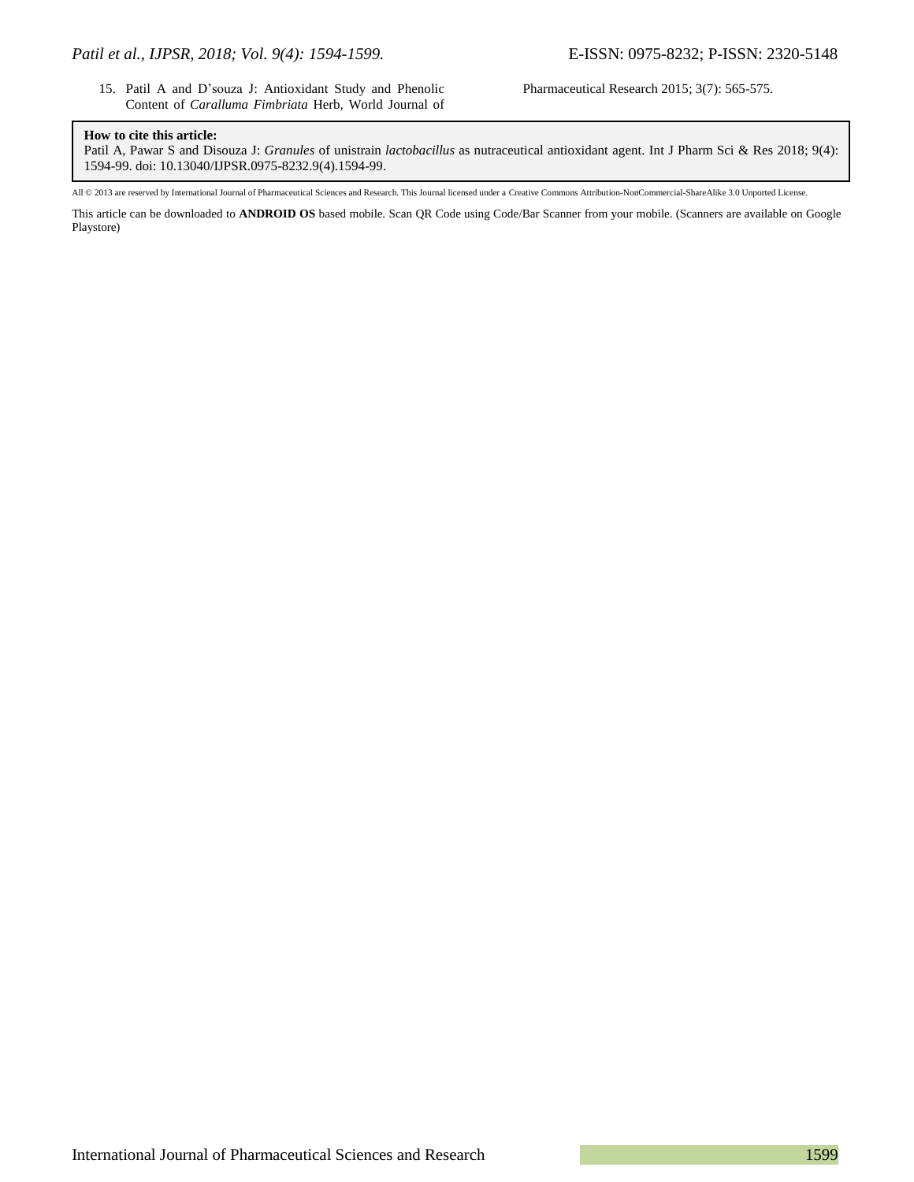15. Patil A and D'souza J: Antioxidant Study and Phenolic Content of *Caralluma Fimbriata* Herb, World Journal of Pharmaceutical Research 2015; 3(7): 565-575.

**How to cite this article:**
Patil A, Pawar S and Disouza J: *Granules* of unistrain *lactobacillus* as nutraceutical antioxidant agent. Int J Pharm Sci & Res 2018; 9(4): 1594-99. doi: 10.13040/IJPSR.0975-8232.9(4).1594-99.

All © 2013 are reserved by International Journal of Pharmaceutical Sciences and Research. This Journal licensed under a Creative Commons Attribution-NonCommercial-ShareAlike 3.0 Unported License.

This article can be downloaded to **ANDROID OS** based mobile. Scan QR Code using Code/Bar Scanner from your mobile. (Scanners are available on Google Playstore)